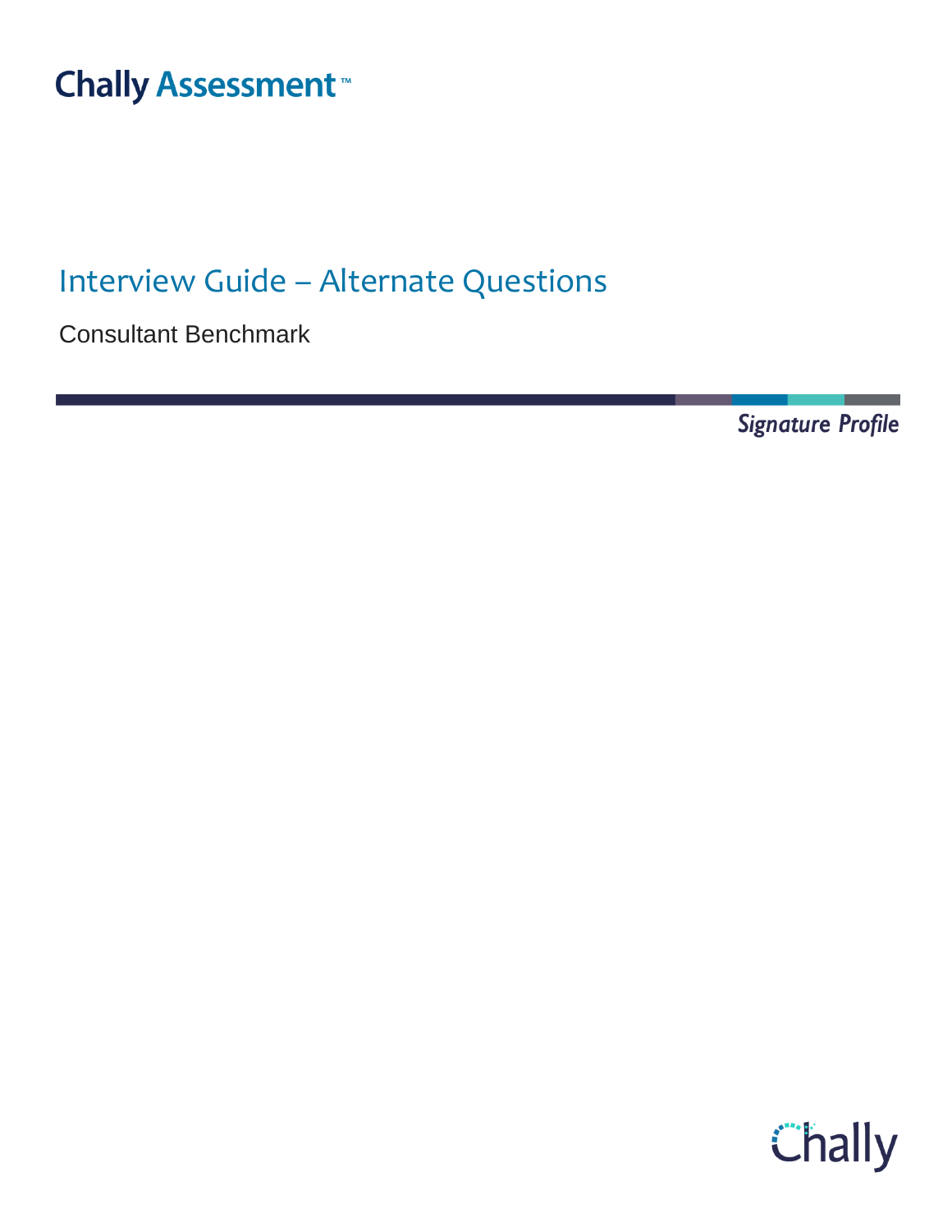Chally Assessment™

# Interview Guide – Alternate Questions

Consultant Benchmark

*Signature Profile*

Chally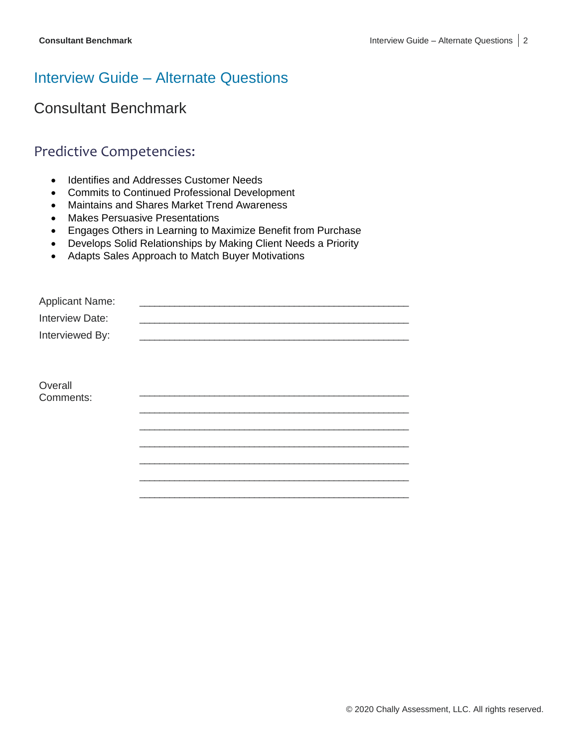# Interview Guide – Alternate Questions

## Consultant Benchmark

### Predictive Competencies:

- Identifies and Addresses Customer Needs
- Commits to Continued Professional Development
- Maintains and Shares Market Trend Awareness
- Makes Persuasive Presentations
- Engages Others in Learning to Maximize Benefit from Purchase
- Develops Solid Relationships by Making Client Needs a Priority
- Adapts Sales Approach to Match Buyer Motivations

Applicant Name: ____________________________________________

Interview Date: ____________________________________________

Interviewed By: ____________________________________________

Overall Comments: ____________________________________________

____________________________________________

____________________________________________

____________________________________________

____________________________________________

____________________________________________

____________________________________________

© 2020 Chally Assessment, LLC. All rights reserved.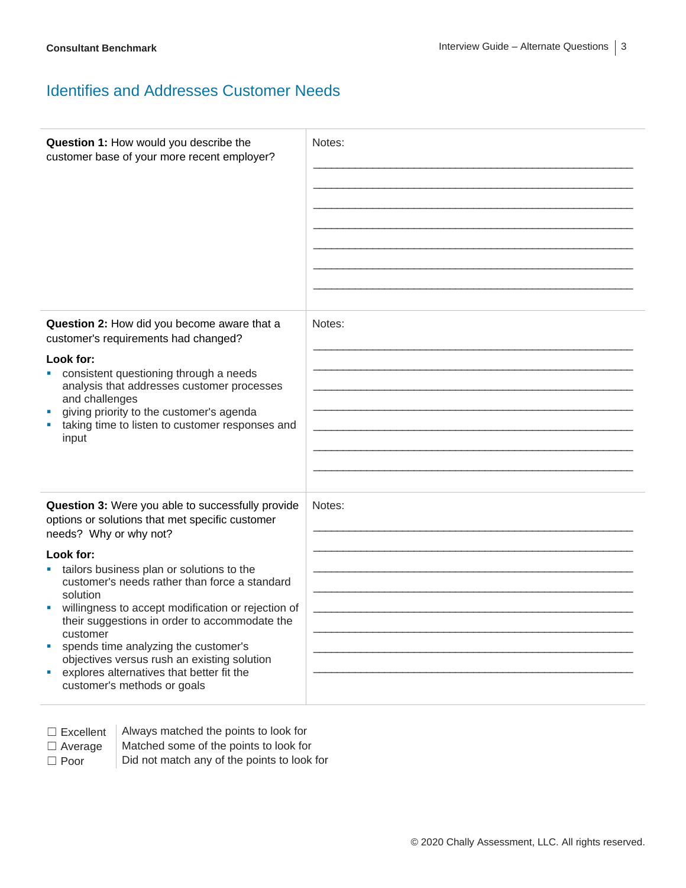## Identifies and Addresses Customer Needs

| | |
|---|---|
| **Question 1:** How would you describe the customer base of your more recent employer? | Notes: |
| **Question 2:** How did you become aware that a customer's requirements had changed?<br><br>**Look for:**<br>▪ consistent questioning through a needs analysis that addresses customer processes and challenges<br>▪ giving priority to the customer's agenda<br>▪ taking time to listen to customer responses and input | Notes: |
| **Question 3:** Were you able to successfully provide options or solutions that met specific customer needs? Why or why not?<br><br>**Look for:**<br>▪ tailors business plan or solutions to the customer's needs rather than force a standard solution<br>▪ willingness to accept modification or rejection of their suggestions in order to accommodate the customer<br>▪ spends time analyzing the customer's objectives versus rush an existing solution<br>▪ explores alternatives that better fit the customer's methods or goals | Notes: |

| | |
|---|---|
| ☐ Excellent | Always matched the points to look for |
| ☐ Average | Matched some of the points to look for |
| ☐ Poor | Did not match any of the points to look for |

© 2020 Chally Assessment, LLC. All rights reserved.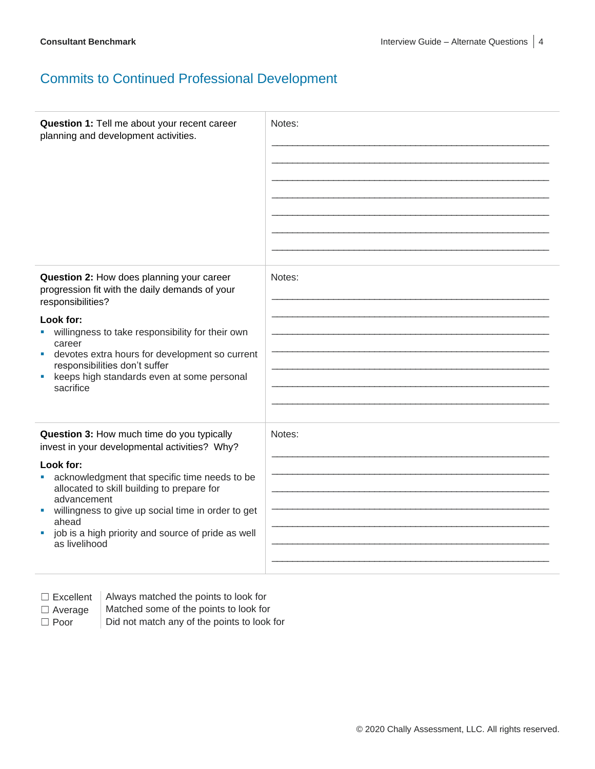## Commits to Continued Professional Development

| | |
|---|---|
| **Question 1:** Tell me about your recent career planning and development activities. | Notes: |
| **Question 2:** How does planning your career progression fit with the daily demands of your responsibilities?<br><br>**Look for:**<br>- willingness to take responsibility for their own career<br>- devotes extra hours for development so current responsibilities don't suffer<br>- keeps high standards even at some personal sacrifice | Notes: |
| **Question 3:** How much time do you typically invest in your developmental activities? Why?<br><br>**Look for:**<br>- acknowledgment that specific time needs to be allocated to skill building to prepare for advancement<br>- willingness to give up social time in order to get ahead<br>- job is a high priority and source of pride as well as livelihood | Notes: |

| | |
|---|---|
| ☐ Excellent | Always matched the points to look for |
| ☐ Average | Matched some of the points to look for |
| ☐ Poor | Did not match any of the points to look for |

© 2020 Chally Assessment, LLC. All rights reserved.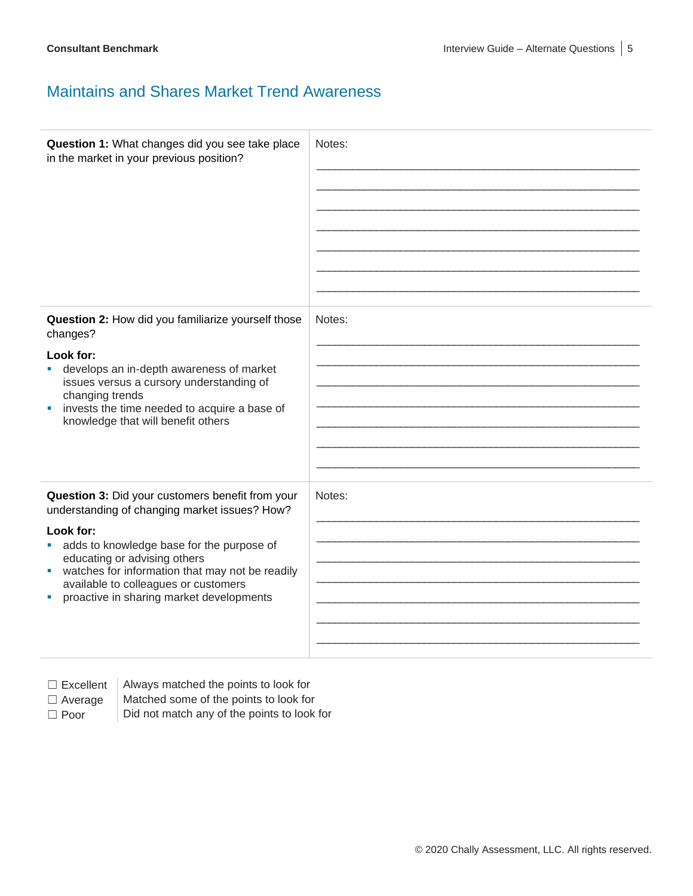## Maintains and Shares Market Trend Awareness

| | |
|---|---|
| **Question 1:** What changes did you see take place in the market in your previous position? | Notes: |
| **Question 2:** How did you familiarize yourself those changes?<br><br>**Look for:**<br>▪ develops an in-depth awareness of market issues versus a cursory understanding of changing trends<br>▪ invests the time needed to acquire a base of knowledge that will benefit others | Notes: |
| **Question 3:** Did your customers benefit from your understanding of changing market issues? How?<br><br>**Look for:**<br>▪ adds to knowledge base for the purpose of educating or advising others<br>▪ watches for information that may not be readily available to colleagues or customers<br>▪ proactive in sharing market developments | Notes: |

| | |
|---|---|
| ☐ Excellent | Always matched the points to look for |
| ☐ Average | Matched some of the points to look for |
| ☐ Poor | Did not match any of the points to look for |

© 2020 Chally Assessment, LLC. All rights reserved.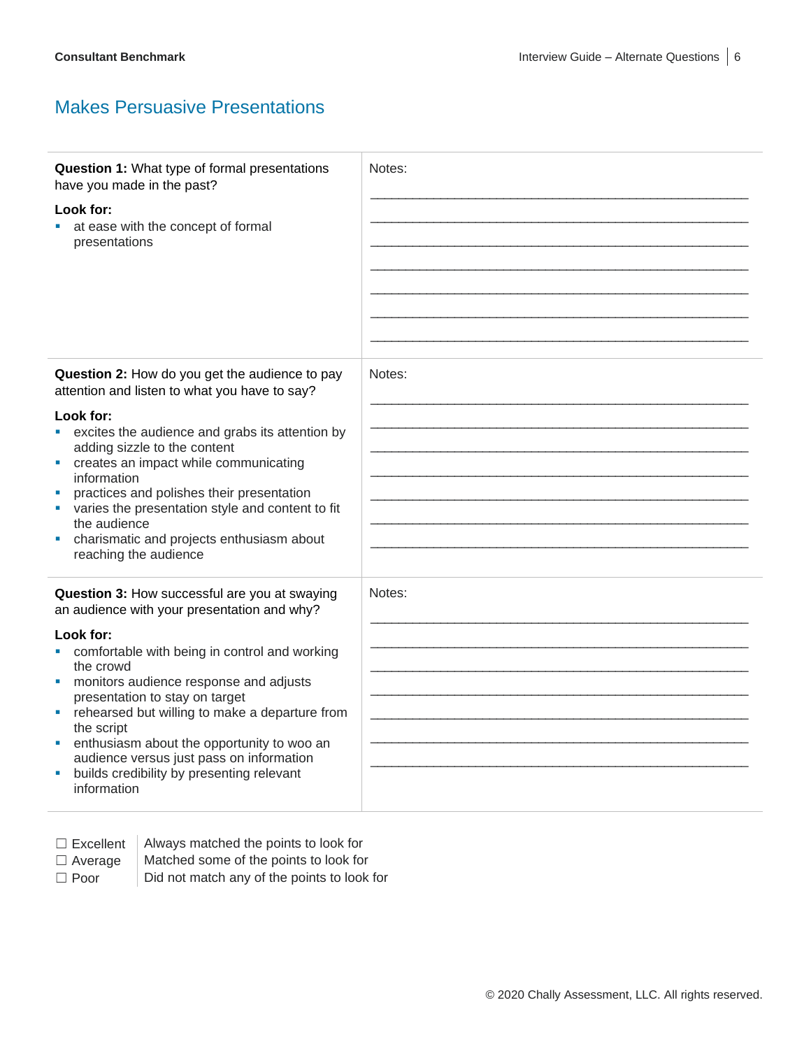## Makes Persuasive Presentations

| | |
|---|---|
| **Question 1:** What type of formal presentations have you made in the past?<br><br>**Look for:**<br>▪ at ease with the concept of formal presentations | Notes:<br>\_\_\_\_\_\_\_\_\_\_\_\_\_\_\_\_\_\_\_\_\_\_\_\_\_\_\_\_\_\_\_\_\_\_\_\_\_\_\_\_\_\_<br>\_\_\_\_\_\_\_\_\_\_\_\_\_\_\_\_\_\_\_\_\_\_\_\_\_\_\_\_\_\_\_\_\_\_\_\_\_\_\_\_\_\_<br>\_\_\_\_\_\_\_\_\_\_\_\_\_\_\_\_\_\_\_\_\_\_\_\_\_\_\_\_\_\_\_\_\_\_\_\_\_\_\_\_\_\_<br>\_\_\_\_\_\_\_\_\_\_\_\_\_\_\_\_\_\_\_\_\_\_\_\_\_\_\_\_\_\_\_\_\_\_\_\_\_\_\_\_\_\_<br>\_\_\_\_\_\_\_\_\_\_\_\_\_\_\_\_\_\_\_\_\_\_\_\_\_\_\_\_\_\_\_\_\_\_\_\_\_\_\_\_\_\_<br>\_\_\_\_\_\_\_\_\_\_\_\_\_\_\_\_\_\_\_\_\_\_\_\_\_\_\_\_\_\_\_\_\_\_\_\_\_\_\_\_\_\_<br>\_\_\_\_\_\_\_\_\_\_\_\_\_\_\_\_\_\_\_\_\_\_\_\_\_\_\_\_\_\_\_\_\_\_\_\_\_\_\_\_\_\_ |
| **Question 2:** How do you get the audience to pay attention and listen to what you have to say?<br><br>**Look for:**<br>▪ excites the audience and grabs its attention by adding sizzle to the content<br>▪ creates an impact while communicating information<br>▪ practices and polishes their presentation<br>▪ varies the presentation style and content to fit the audience<br>▪ charismatic and projects enthusiasm about reaching the audience | Notes:<br>\_\_\_\_\_\_\_\_\_\_\_\_\_\_\_\_\_\_\_\_\_\_\_\_\_\_\_\_\_\_\_\_\_\_\_\_\_\_\_\_\_\_<br>\_\_\_\_\_\_\_\_\_\_\_\_\_\_\_\_\_\_\_\_\_\_\_\_\_\_\_\_\_\_\_\_\_\_\_\_\_\_\_\_\_\_<br>\_\_\_\_\_\_\_\_\_\_\_\_\_\_\_\_\_\_\_\_\_\_\_\_\_\_\_\_\_\_\_\_\_\_\_\_\_\_\_\_\_\_<br>\_\_\_\_\_\_\_\_\_\_\_\_\_\_\_\_\_\_\_\_\_\_\_\_\_\_\_\_\_\_\_\_\_\_\_\_\_\_\_\_\_\_<br>\_\_\_\_\_\_\_\_\_\_\_\_\_\_\_\_\_\_\_\_\_\_\_\_\_\_\_\_\_\_\_\_\_\_\_\_\_\_\_\_\_\_<br>\_\_\_\_\_\_\_\_\_\_\_\_\_\_\_\_\_\_\_\_\_\_\_\_\_\_\_\_\_\_\_\_\_\_\_\_\_\_\_\_\_\_<br>\_\_\_\_\_\_\_\_\_\_\_\_\_\_\_\_\_\_\_\_\_\_\_\_\_\_\_\_\_\_\_\_\_\_\_\_\_\_\_\_\_\_ |
| **Question 3:** How successful are you at swaying an audience with your presentation and why?<br><br>**Look for:**<br>▪ comfortable with being in control and working the crowd<br>▪ monitors audience response and adjusts presentation to stay on target<br>▪ rehearsed but willing to make a departure from the script<br>▪ enthusiasm about the opportunity to woo an audience versus just pass on information<br>▪ builds credibility by presenting relevant information | Notes:<br>\_\_\_\_\_\_\_\_\_\_\_\_\_\_\_\_\_\_\_\_\_\_\_\_\_\_\_\_\_\_\_\_\_\_\_\_\_\_\_\_\_\_<br>\_\_\_\_\_\_\_\_\_\_\_\_\_\_\_\_\_\_\_\_\_\_\_\_\_\_\_\_\_\_\_\_\_\_\_\_\_\_\_\_\_\_<br>\_\_\_\_\_\_\_\_\_\_\_\_\_\_\_\_\_\_\_\_\_\_\_\_\_\_\_\_\_\_\_\_\_\_\_\_\_\_\_\_\_\_<br>\_\_\_\_\_\_\_\_\_\_\_\_\_\_\_\_\_\_\_\_\_\_\_\_\_\_\_\_\_\_\_\_\_\_\_\_\_\_\_\_\_\_<br>\_\_\_\_\_\_\_\_\_\_\_\_\_\_\_\_\_\_\_\_\_\_\_\_\_\_\_\_\_\_\_\_\_\_\_\_\_\_\_\_\_\_<br>\_\_\_\_\_\_\_\_\_\_\_\_\_\_\_\_\_\_\_\_\_\_\_\_\_\_\_\_\_\_\_\_\_\_\_\_\_\_\_\_\_\_<br>\_\_\_\_\_\_\_\_\_\_\_\_\_\_\_\_\_\_\_\_\_\_\_\_\_\_\_\_\_\_\_\_\_\_\_\_\_\_\_\_\_\_ |

| | |
|---|---|
| ☐ Excellent | Always matched the points to look for |
| ☐ Average | Matched some of the points to look for |
| ☐ Poor | Did not match any of the points to look for |

© 2020 Chally Assessment, LLC. All rights reserved.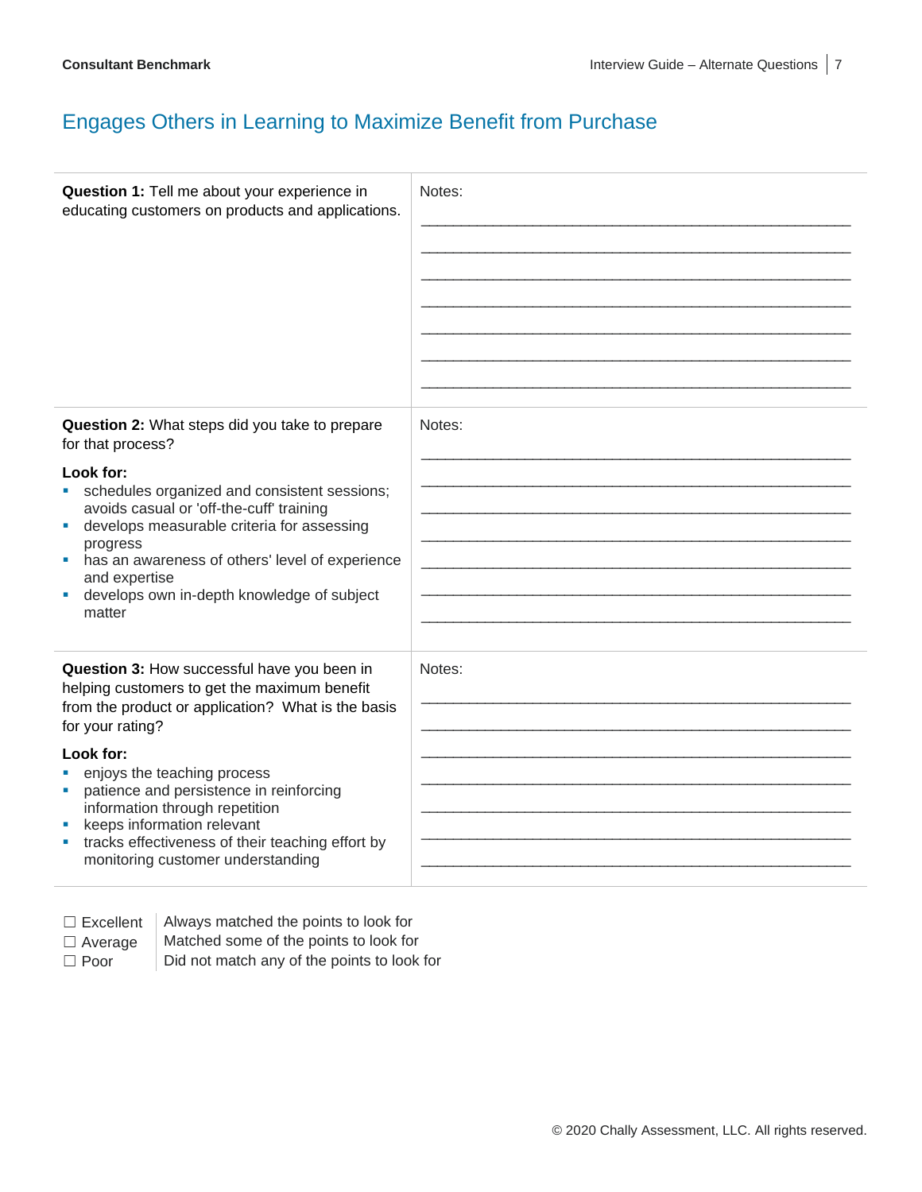# Engages Others in Learning to Maximize Benefit from Purchase

| Question | Notes |
|---|---|
| **Question 1:** Tell me about your experience in educating customers on products and applications. | Notes: |
| **Question 2:** What steps did you take to prepare for that process?<br><br>**Look for:**<br>▪ schedules organized and consistent sessions; avoids casual or 'off-the-cuff' training<br>▪ develops measurable criteria for assessing progress<br>▪ has an awareness of others' level of experience and expertise<br>▪ develops own in-depth knowledge of subject matter | Notes: |
| **Question 3:** How successful have you been in helping customers to get the maximum benefit from the product or application? What is the basis for your rating?<br><br>**Look for:**<br>▪ enjoys the teaching process<br>▪ patience and persistence in reinforcing information through repetition<br>▪ keeps information relevant<br>▪ tracks effectiveness of their teaching effort by monitoring customer understanding | Notes: |

| Rating | Description |
|---|---|
| ☐ Excellent | Always matched the points to look for |
| ☐ Average | Matched some of the points to look for |
| ☐ Poor | Did not match any of the points to look for |

© 2020 Chally Assessment, LLC. All rights reserved.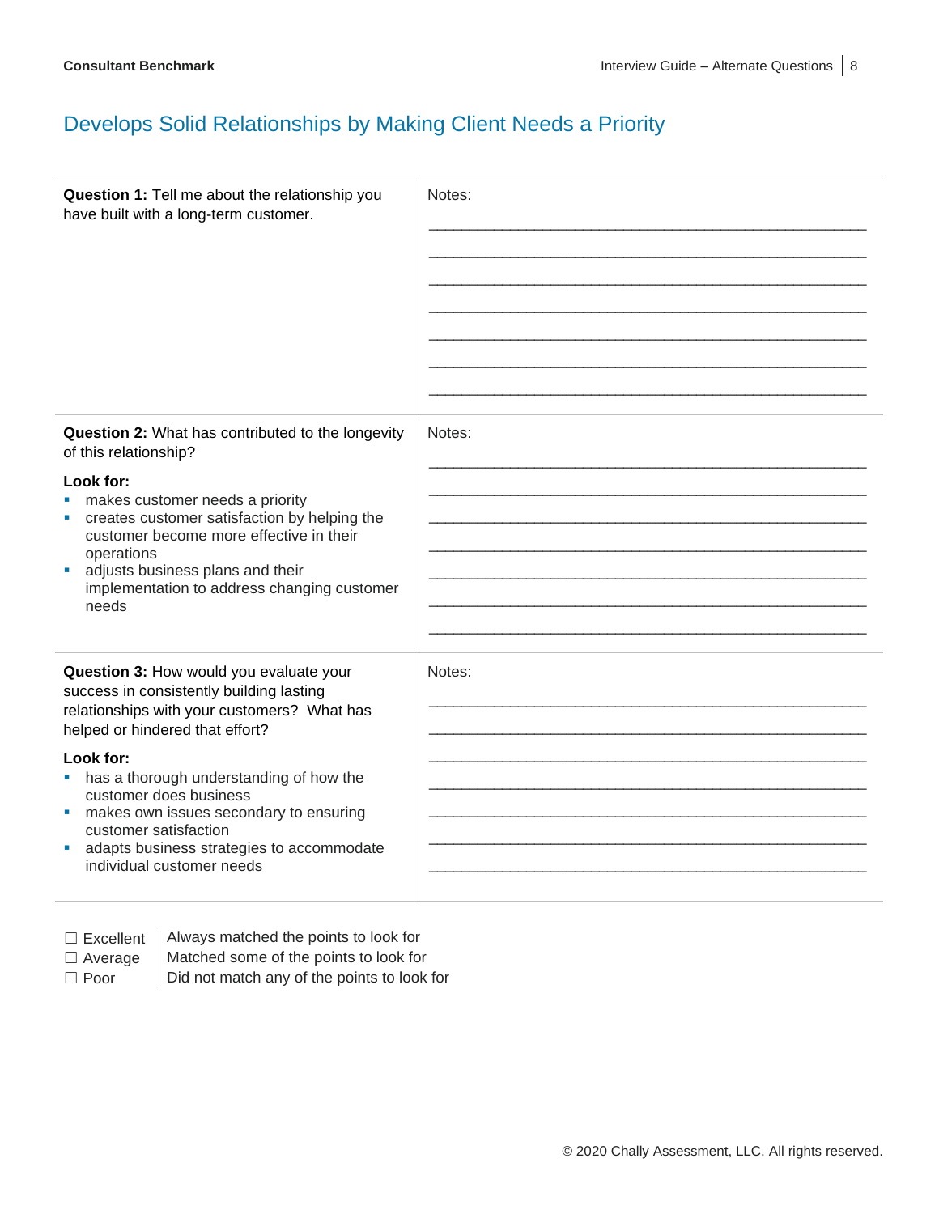## Develops Solid Relationships by Making Client Needs a Priority

| | |
|---|---|
| **Question 1:** Tell me about the relationship you have built with a long-term customer. | Notes: |
| **Question 2:** What has contributed to the longevity of this relationship?<br><br>**Look for:**<br>▪ makes customer needs a priority<br>▪ creates customer satisfaction by helping the customer become more effective in their operations<br>▪ adjusts business plans and their implementation to address changing customer needs | Notes: |
| **Question 3:** How would you evaluate your success in consistently building lasting relationships with your customers? What has helped or hindered that effort?<br><br>**Look for:**<br>▪ has a thorough understanding of how the customer does business<br>▪ makes own issues secondary to ensuring customer satisfaction<br>▪ adapts business strategies to accommodate individual customer needs | Notes: |

| | |
|---|---|
| ☐ Excellent | Always matched the points to look for |
| ☐ Average | Matched some of the points to look for |
| ☐ Poor | Did not match any of the points to look for |

© 2020 Chally Assessment, LLC. All rights reserved.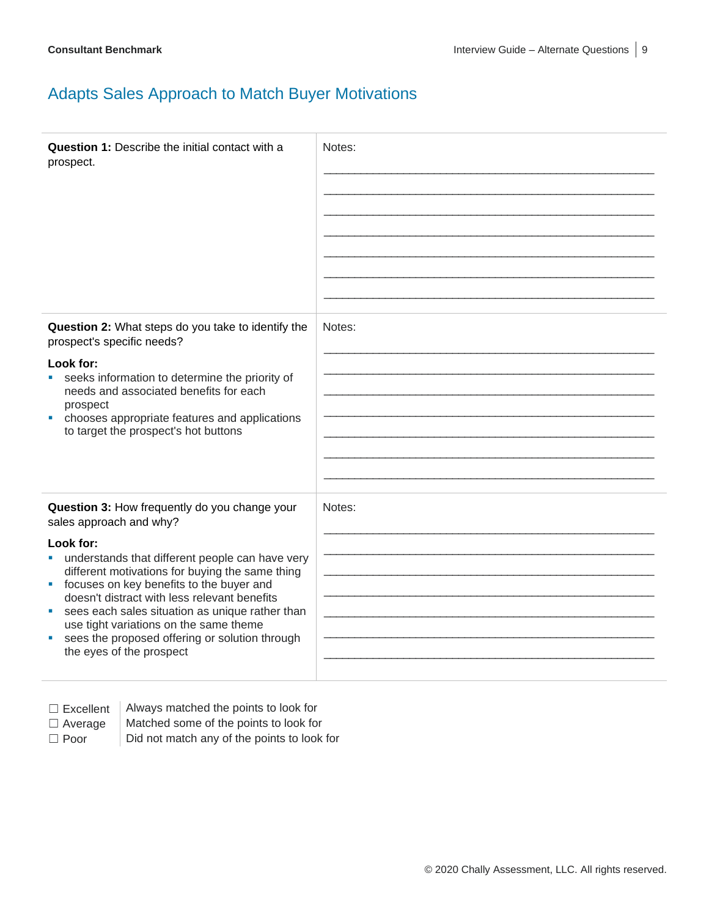## Adapts Sales Approach to Match Buyer Motivations

| | |
|---|---|
| **Question 1:** Describe the initial contact with a prospect. | Notes:<br>\_\_\_\_\_\_\_\_\_\_\_\_\_\_\_\_\_\_\_\_\_\_\_\_\_\_\_\_\_\_\_\_\_\_\_\_\_\_\_\_<br>\_\_\_\_\_\_\_\_\_\_\_\_\_\_\_\_\_\_\_\_\_\_\_\_\_\_\_\_\_\_\_\_\_\_\_\_\_\_\_\_<br>\_\_\_\_\_\_\_\_\_\_\_\_\_\_\_\_\_\_\_\_\_\_\_\_\_\_\_\_\_\_\_\_\_\_\_\_\_\_\_\_<br>\_\_\_\_\_\_\_\_\_\_\_\_\_\_\_\_\_\_\_\_\_\_\_\_\_\_\_\_\_\_\_\_\_\_\_\_\_\_\_\_<br>\_\_\_\_\_\_\_\_\_\_\_\_\_\_\_\_\_\_\_\_\_\_\_\_\_\_\_\_\_\_\_\_\_\_\_\_\_\_\_\_<br>\_\_\_\_\_\_\_\_\_\_\_\_\_\_\_\_\_\_\_\_\_\_\_\_\_\_\_\_\_\_\_\_\_\_\_\_\_\_\_\_<br>\_\_\_\_\_\_\_\_\_\_\_\_\_\_\_\_\_\_\_\_\_\_\_\_\_\_\_\_\_\_\_\_\_\_\_\_\_\_\_\_ |
| **Question 2:** What steps do you take to identify the prospect's specific needs?<br><br>**Look for:**<br>▪ seeks information to determine the priority of needs and associated benefits for each prospect<br>▪ chooses appropriate features and applications to target the prospect's hot buttons | Notes:<br>\_\_\_\_\_\_\_\_\_\_\_\_\_\_\_\_\_\_\_\_\_\_\_\_\_\_\_\_\_\_\_\_\_\_\_\_\_\_\_\_<br>\_\_\_\_\_\_\_\_\_\_\_\_\_\_\_\_\_\_\_\_\_\_\_\_\_\_\_\_\_\_\_\_\_\_\_\_\_\_\_\_<br>\_\_\_\_\_\_\_\_\_\_\_\_\_\_\_\_\_\_\_\_\_\_\_\_\_\_\_\_\_\_\_\_\_\_\_\_\_\_\_\_<br>\_\_\_\_\_\_\_\_\_\_\_\_\_\_\_\_\_\_\_\_\_\_\_\_\_\_\_\_\_\_\_\_\_\_\_\_\_\_\_\_<br>\_\_\_\_\_\_\_\_\_\_\_\_\_\_\_\_\_\_\_\_\_\_\_\_\_\_\_\_\_\_\_\_\_\_\_\_\_\_\_\_<br>\_\_\_\_\_\_\_\_\_\_\_\_\_\_\_\_\_\_\_\_\_\_\_\_\_\_\_\_\_\_\_\_\_\_\_\_\_\_\_\_<br>\_\_\_\_\_\_\_\_\_\_\_\_\_\_\_\_\_\_\_\_\_\_\_\_\_\_\_\_\_\_\_\_\_\_\_\_\_\_\_\_ |
| **Question 3:** How frequently do you change your sales approach and why?<br><br>**Look for:**<br>▪ understands that different people can have very different motivations for buying the same thing<br>▪ focuses on key benefits to the buyer and doesn't distract with less relevant benefits<br>▪ sees each sales situation as unique rather than use tight variations on the same theme<br>▪ sees the proposed offering or solution through the eyes of the prospect | Notes:<br>\_\_\_\_\_\_\_\_\_\_\_\_\_\_\_\_\_\_\_\_\_\_\_\_\_\_\_\_\_\_\_\_\_\_\_\_\_\_\_\_<br>\_\_\_\_\_\_\_\_\_\_\_\_\_\_\_\_\_\_\_\_\_\_\_\_\_\_\_\_\_\_\_\_\_\_\_\_\_\_\_\_<br>\_\_\_\_\_\_\_\_\_\_\_\_\_\_\_\_\_\_\_\_\_\_\_\_\_\_\_\_\_\_\_\_\_\_\_\_\_\_\_\_<br>\_\_\_\_\_\_\_\_\_\_\_\_\_\_\_\_\_\_\_\_\_\_\_\_\_\_\_\_\_\_\_\_\_\_\_\_\_\_\_\_<br>\_\_\_\_\_\_\_\_\_\_\_\_\_\_\_\_\_\_\_\_\_\_\_\_\_\_\_\_\_\_\_\_\_\_\_\_\_\_\_\_<br>\_\_\_\_\_\_\_\_\_\_\_\_\_\_\_\_\_\_\_\_\_\_\_\_\_\_\_\_\_\_\_\_\_\_\_\_\_\_\_\_<br>\_\_\_\_\_\_\_\_\_\_\_\_\_\_\_\_\_\_\_\_\_\_\_\_\_\_\_\_\_\_\_\_\_\_\_\_\_\_\_\_ |

| | |
|---|---|
| ☐ Excellent | Always matched the points to look for |
| ☐ Average | Matched some of the points to look for |
| ☐ Poor | Did not match any of the points to look for |

© 2020 Chally Assessment, LLC. All rights reserved.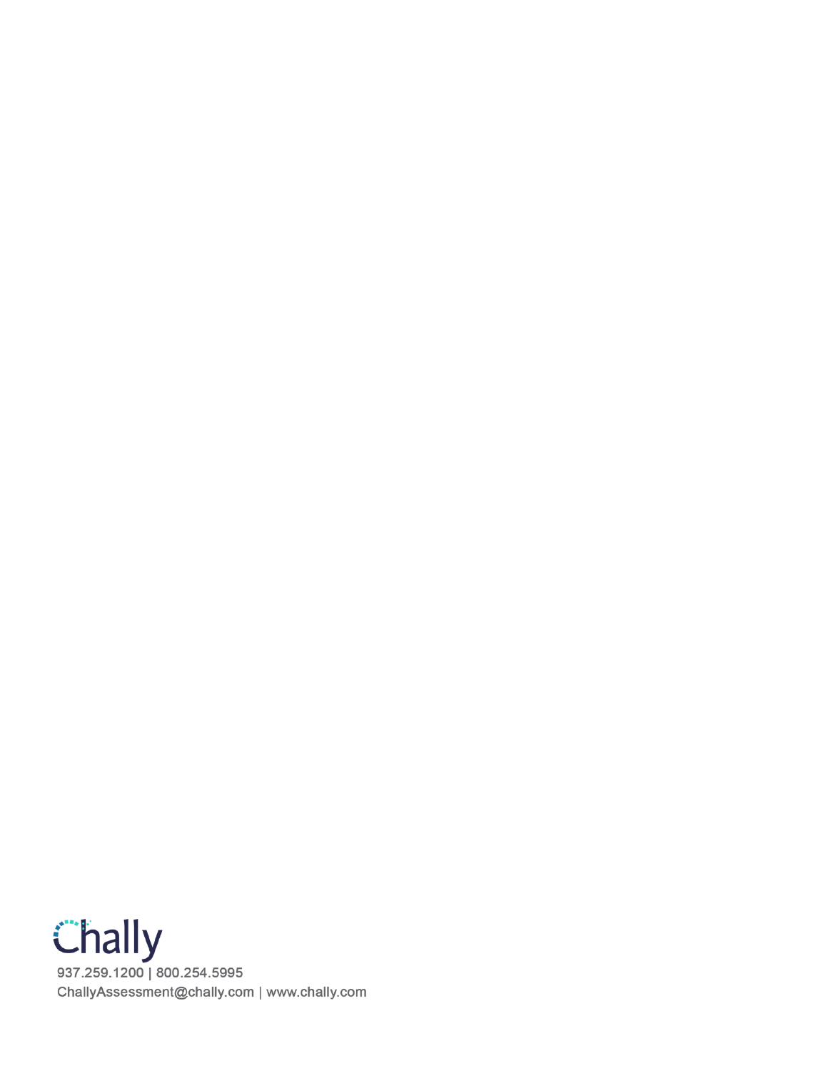Chally

937.259.1200 | 800.254.5995

ChallyAssessment@chally.com | www.chally.com